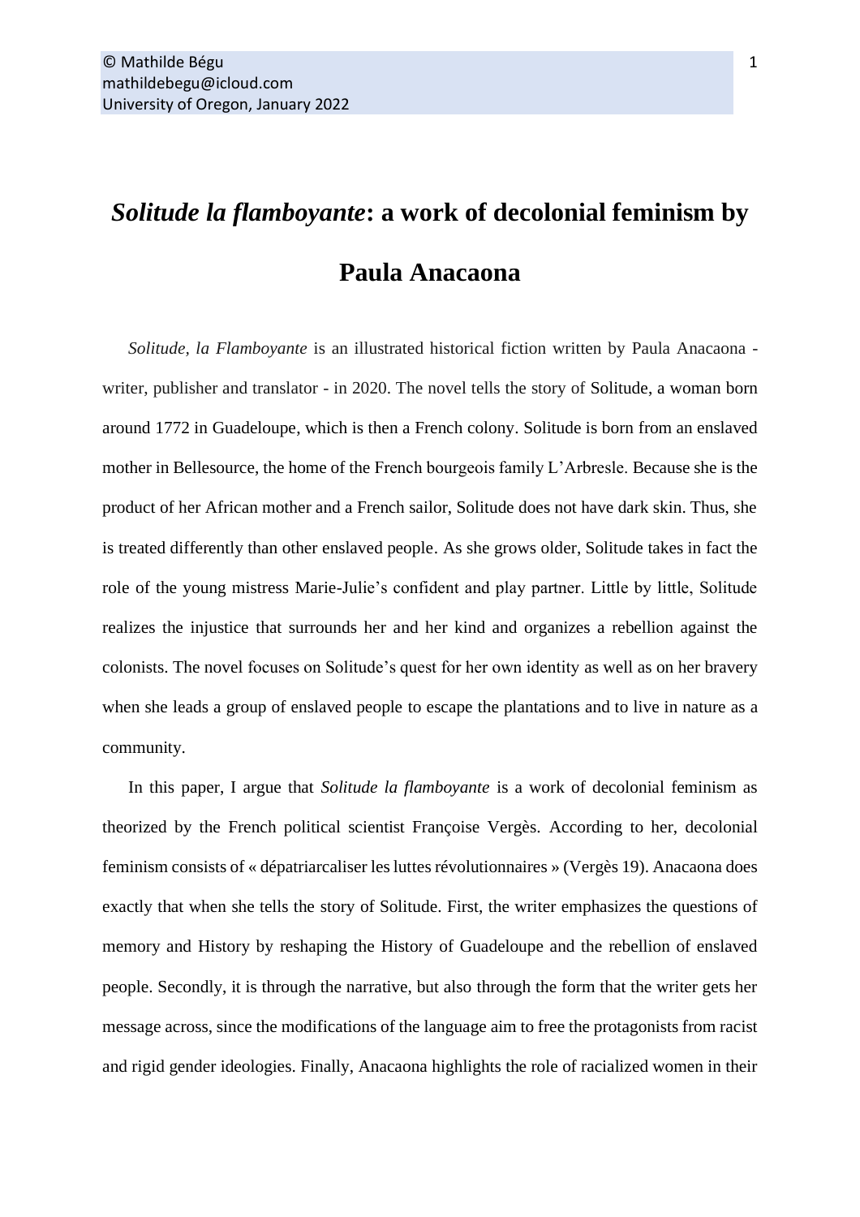© Mathilde Bégu
mathildebegu@icloud.com
University of Oregon, January 2022

# *Solitude la flamboyante*: a work of decolonial feminism by Paula Anacaona

*Solitude, la Flamboyante* is an illustrated historical fiction written by Paula Anacaona - writer, publisher and translator - in 2020. The novel tells the story of Solitude, a woman born around 1772 in Guadeloupe, which is then a French colony. Solitude is born from an enslaved mother in Bellesource, the home of the French bourgeois family L'Arbresle. Because she is the product of her African mother and a French sailor, Solitude does not have dark skin. Thus, she is treated differently than other enslaved people. As she grows older, Solitude takes in fact the role of the young mistress Marie-Julie's confident and play partner. Little by little, Solitude realizes the injustice that surrounds her and her kind and organizes a rebellion against the colonists. The novel focuses on Solitude's quest for her own identity as well as on her bravery when she leads a group of enslaved people to escape the plantations and to live in nature as a community.

In this paper, I argue that *Solitude la flamboyante* is a work of decolonial feminism as theorized by the French political scientist Françoise Vergès. According to her, decolonial feminism consists of « dépatriarcaliser les luttes révolutionnaires » (Vergès 19). Anacaona does exactly that when she tells the story of Solitude. First, the writer emphasizes the questions of memory and History by reshaping the History of Guadeloupe and the rebellion of enslaved people. Secondly, it is through the narrative, but also through the form that the writer gets her message across, since the modifications of the language aim to free the protagonists from racist and rigid gender ideologies. Finally, Anacaona highlights the role of racialized women in their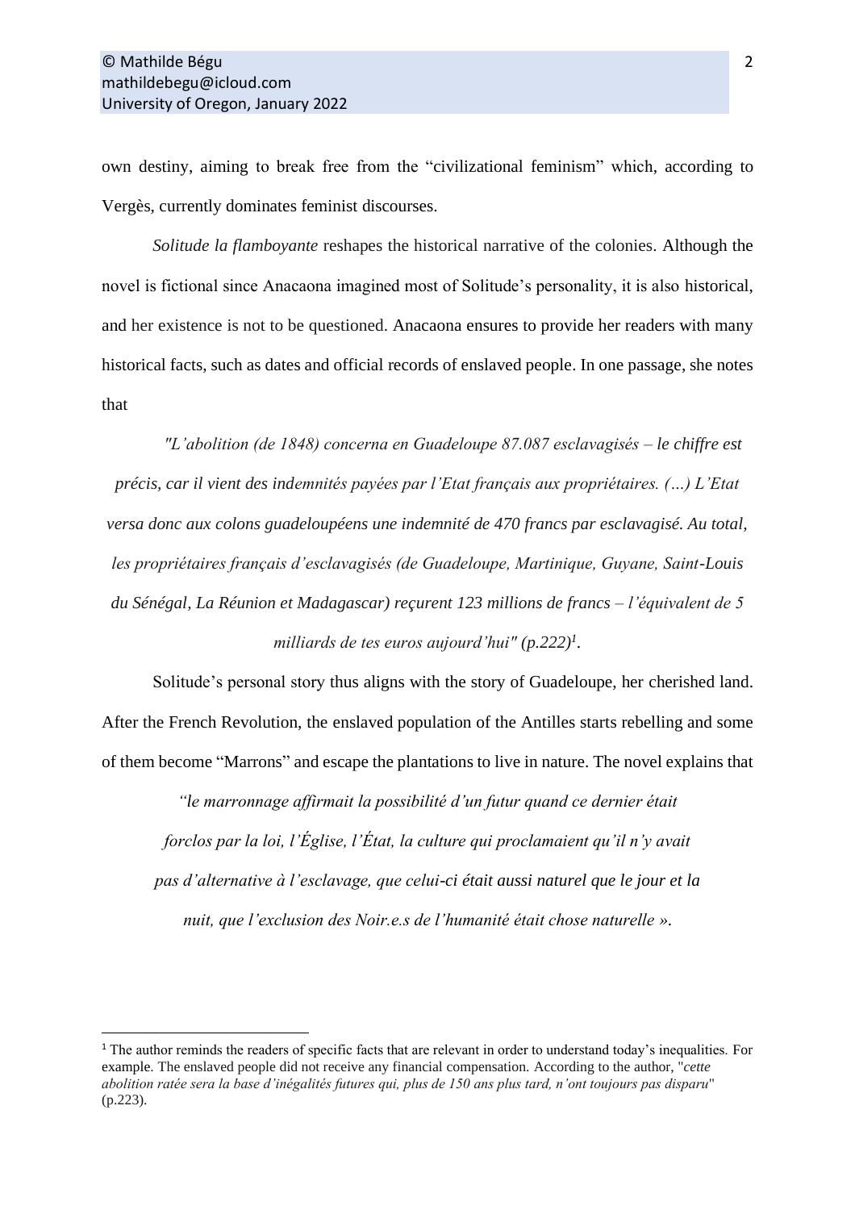own destiny, aiming to break free from the "civilizational feminism" which, according to Vergès, currently dominates feminist discourses.

*Solitude la flamboyante* reshapes the historical narrative of the colonies. Although the novel is fictional since Anacaona imagined most of Solitude's personality, it is also historical, and her existence is not to be questioned. Anacaona ensures to provide her readers with many historical facts, such as dates and official records of enslaved people. In one passage, she notes that

> *"L'abolition (de 1848) concerna en Guadeloupe 87.087 esclavagisés – le chiffre est précis, car il vient des indemnités payées par l'Etat français aux propriétaires. (…) L'Etat versa donc aux colons guadeloupéens une indemnité de 470 francs par esclavagisé. Au total, les propriétaires français d'esclavagisés (de Guadeloupe, Martinique, Guyane, Saint-Louis du Sénégal, La Réunion et Madagascar) reçurent 123 millions de francs – l'équivalent de 5 milliards de tes euros aujourd'hui" (p.222)*[1].

Solitude's personal story thus aligns with the story of Guadeloupe, her cherished land. After the French Revolution, the enslaved population of the Antilles starts rebelling and some of them become "Marrons" and escape the plantations to live in nature. The novel explains that

> *"le marronnage affirmait la possibilité d'un futur quand ce dernier était forclos par la loi, l'Église, l'État, la culture qui proclamaient qu'il n'y avait pas d'alternative à l'esclavage, que celui-ci était aussi naturel que le jour et la nuit, que l'exclusion des Noir.e.s de l'humanité était chose naturelle ».*

---

[1] The author reminds the readers of specific facts that are relevant in order to understand today's inequalities. For example. The enslaved people did not receive any financial compensation. According to the author, "*cette abolition ratée sera la base d'inégalités futures qui, plus de 150 ans plus tard, n'ont toujours pas disparu*" (p.223).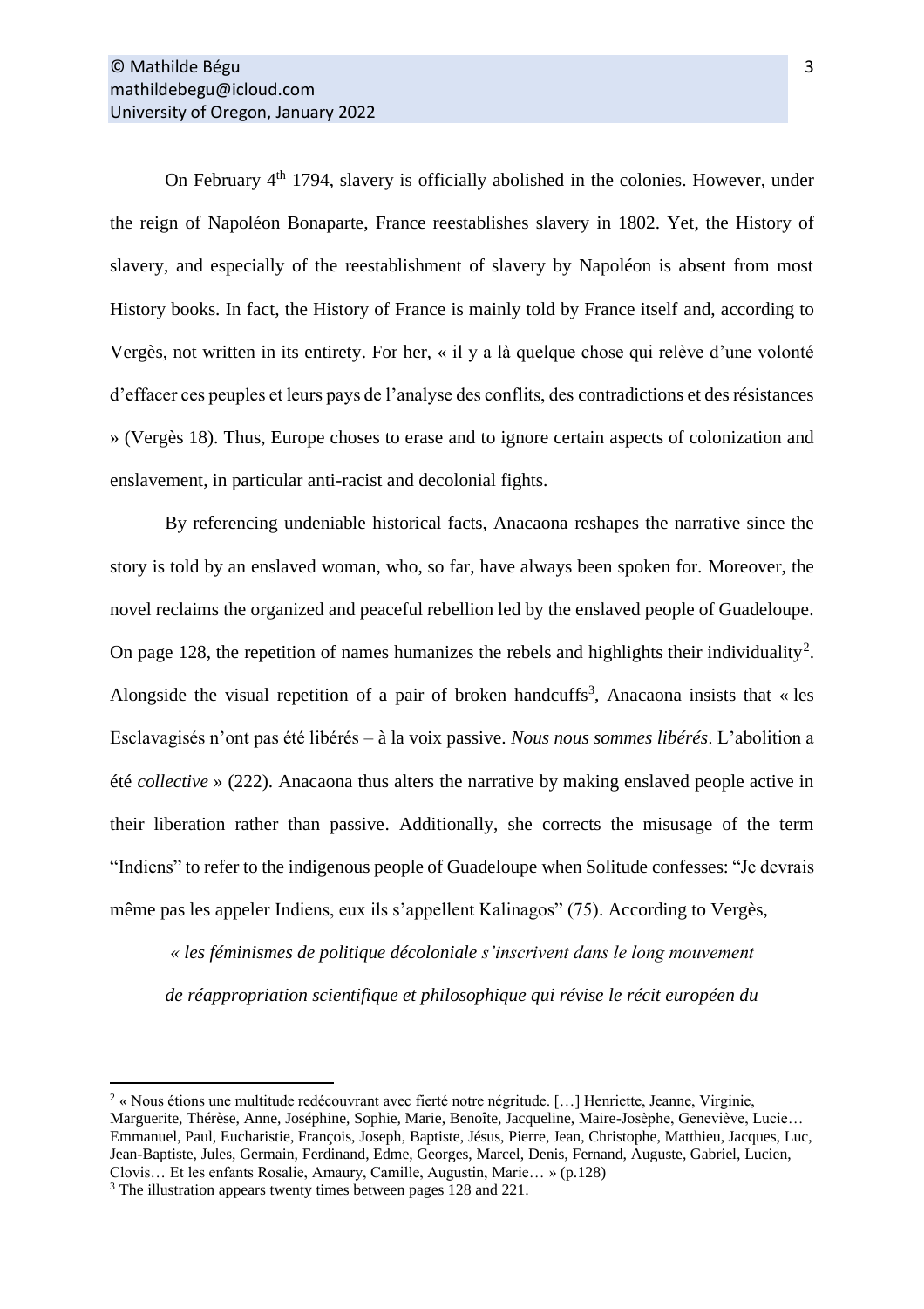On February 4th 1794, slavery is officially abolished in the colonies. However, under the reign of Napoléon Bonaparte, France reestablishes slavery in 1802. Yet, the History of slavery, and especially of the reestablishment of slavery by Napoléon is absent from most History books. In fact, the History of France is mainly told by France itself and, according to Vergès, not written in its entirety. For her, « il y a là quelque chose qui relève d'une volonté d'effacer ces peuples et leurs pays de l'analyse des conflits, des contradictions et des résistances » (Vergès 18). Thus, Europe choses to erase and to ignore certain aspects of colonization and enslavement, in particular anti-racist and decolonial fights.

By referencing undeniable historical facts, Anacaona reshapes the narrative since the story is told by an enslaved woman, who, so far, have always been spoken for. Moreover, the novel reclaims the organized and peaceful rebellion led by the enslaved people of Guadeloupe. On page 128, the repetition of names humanizes the rebels and highlights their individuality[2]. Alongside the visual repetition of a pair of broken handcuffs[3], Anacaona insists that « les Esclavagisés n'ont pas été libérés – à la voix passive. *Nous nous sommes libérés*. L'abolition a été *collective* » (222). Anacaona thus alters the narrative by making enslaved people active in their liberation rather than passive. Additionally, she corrects the misusage of the term "Indiens" to refer to the indigenous people of Guadeloupe when Solitude confesses: "Je devrais même pas les appeler Indiens, eux ils s'appellent Kalinagos" (75). According to Vergès,

> *« les féminismes de politique décoloniale s'inscrivent dans le long mouvement de réappropriation scientifique et philosophique qui révise le récit européen du*

---

[2] « Nous étions une multitude redécouvrant avec fierté notre négritude. […] Henriette, Jeanne, Virginie, Marguerite, Thérèse, Anne, Joséphine, Sophie, Marie, Benoîte, Jacqueline, Maire-Josèphe, Geneviève, Lucie… Emmanuel, Paul, Eucharistie, François, Joseph, Baptiste, Jésus, Pierre, Jean, Christophe, Matthieu, Jacques, Luc, Jean-Baptiste, Jules, Germain, Ferdinand, Edme, Georges, Marcel, Denis, Fernand, Auguste, Gabriel, Lucien, Clovis… Et les enfants Rosalie, Amaury, Camille, Augustin, Marie… » (p.128)

[3] The illustration appears twenty times between pages 128 and 221.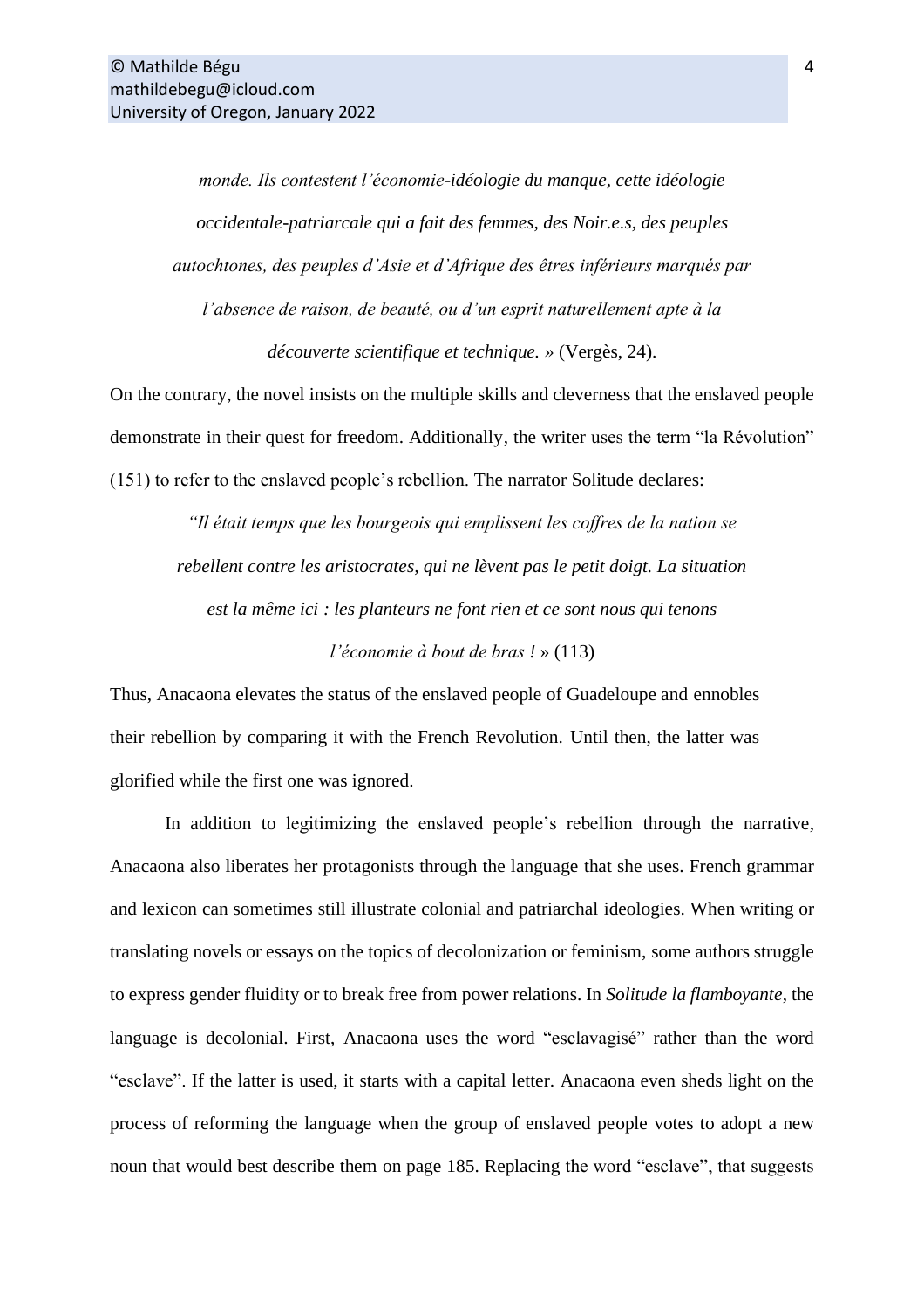> *monde. Ils contestent l'économie-idéologie du manque, cette idéologie occidentale-patriarcale qui a fait des femmes, des Noir.e.s, des peuples autochtones, des peuples d'Asie et d'Afrique des êtres inférieurs marqués par l'absence de raison, de beauté, ou d'un esprit naturellement apte à la découverte scientifique et technique. »* (Vergès, 24).

On the contrary, the novel insists on the multiple skills and cleverness that the enslaved people demonstrate in their quest for freedom. Additionally, the writer uses the term "la Révolution" (151) to refer to the enslaved people's rebellion. The narrator Solitude declares:

> *"Il était temps que les bourgeois qui emplissent les coffres de la nation se rebellent contre les aristocrates, qui ne lèvent pas le petit doigt. La situation est la même ici : les planteurs ne font rien et ce sont nous qui tenons l'économie à bout de bras !* » (113)

Thus, Anacaona elevates the status of the enslaved people of Guadeloupe and ennobles their rebellion by comparing it with the French Revolution. Until then, the latter was glorified while the first one was ignored.

In addition to legitimizing the enslaved people's rebellion through the narrative, Anacaona also liberates her protagonists through the language that she uses. French grammar and lexicon can sometimes still illustrate colonial and patriarchal ideologies. When writing or translating novels or essays on the topics of decolonization or feminism, some authors struggle to express gender fluidity or to break free from power relations. In *Solitude la flamboyante*, the language is decolonial. First, Anacaona uses the word "esclavagisé" rather than the word "esclave". If the latter is used, it starts with a capital letter. Anacaona even sheds light on the process of reforming the language when the group of enslaved people votes to adopt a new noun that would best describe them on page 185. Replacing the word "esclave", that suggests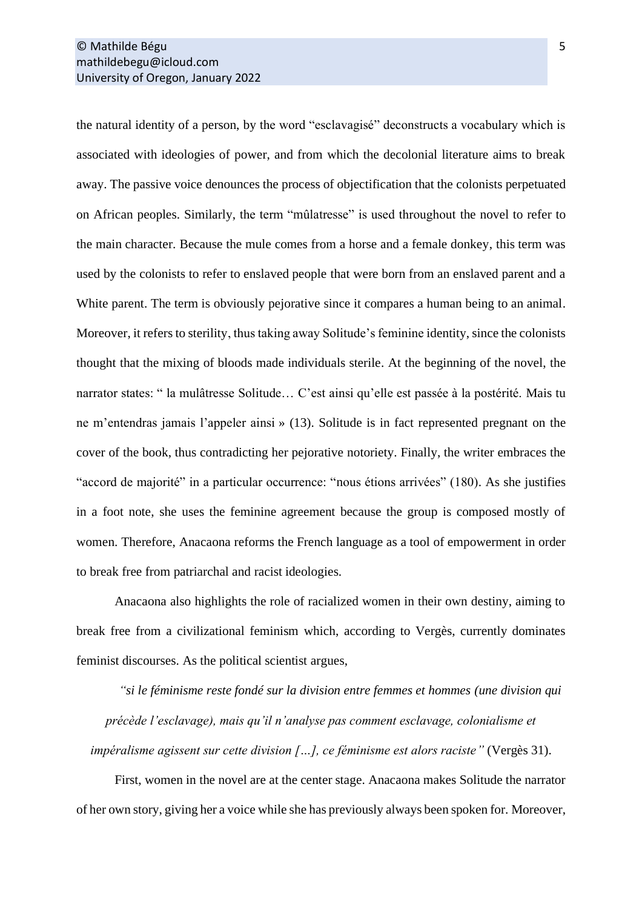the natural identity of a person, by the word "esclavagisé" deconstructs a vocabulary which is associated with ideologies of power, and from which the decolonial literature aims to break away. The passive voice denounces the process of objectification that the colonists perpetuated on African peoples. Similarly, the term "mûlatresse" is used throughout the novel to refer to the main character. Because the mule comes from a horse and a female donkey, this term was used by the colonists to refer to enslaved people that were born from an enslaved parent and a White parent. The term is obviously pejorative since it compares a human being to an animal. Moreover, it refers to sterility, thus taking away Solitude's feminine identity, since the colonists thought that the mixing of bloods made individuals sterile. At the beginning of the novel, the narrator states: " la mulâtresse Solitude… C'est ainsi qu'elle est passée à la postérité. Mais tu ne m'entendras jamais l'appeler ainsi » (13). Solitude is in fact represented pregnant on the cover of the book, thus contradicting her pejorative notoriety. Finally, the writer embraces the "accord de majorité" in a particular occurrence: "nous étions arrivées" (180). As she justifies in a foot note, she uses the feminine agreement because the group is composed mostly of women. Therefore, Anacaona reforms the French language as a tool of empowerment in order to break free from patriarchal and racist ideologies.

Anacaona also highlights the role of racialized women in their own destiny, aiming to break free from a civilizational feminism which, according to Vergès, currently dominates feminist discourses. As the political scientist argues,

> *"si le féminisme reste fondé sur la division entre femmes et hommes (une division qui précède l'esclavage), mais qu'il n'analyse pas comment esclavage, colonialisme et impérialisme agissent sur cette division […], ce féminisme est alors raciste"* (Vergès 31).

First, women in the novel are at the center stage. Anacaona makes Solitude the narrator of her own story, giving her a voice while she has previously always been spoken for. Moreover,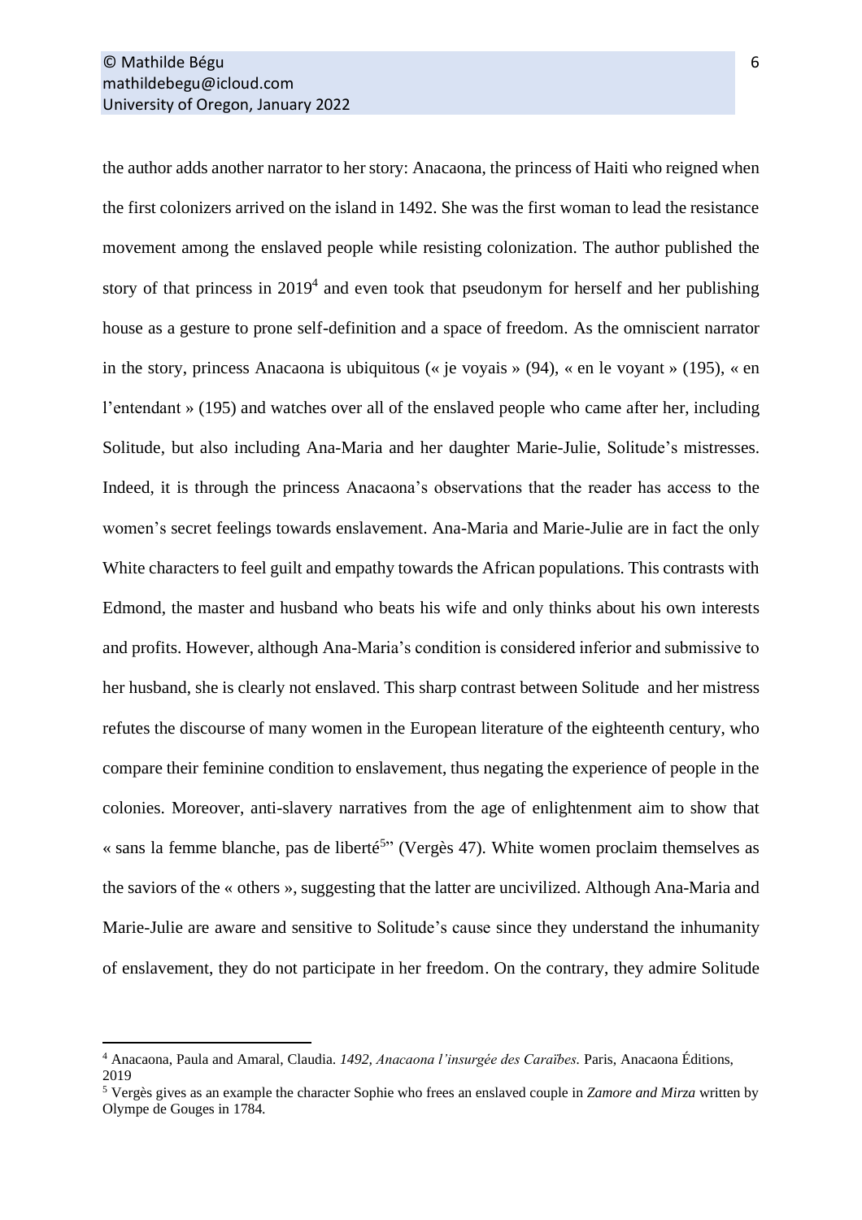the author adds another narrator to her story: Anacaona, the princess of Haiti who reigned when the first colonizers arrived on the island in 1492. She was the first woman to lead the resistance movement among the enslaved people while resisting colonization. The author published the story of that princess in 2019[4] and even took that pseudonym for herself and her publishing house as a gesture to prone self-definition and a space of freedom. As the omniscient narrator in the story, princess Anacaona is ubiquitous (« je voyais » (94), « en le voyant » (195), « en l'entendant » (195) and watches over all of the enslaved people who came after her, including Solitude, but also including Ana-Maria and her daughter Marie-Julie, Solitude's mistresses. Indeed, it is through the princess Anacaona's observations that the reader has access to the women's secret feelings towards enslavement. Ana-Maria and Marie-Julie are in fact the only White characters to feel guilt and empathy towards the African populations. This contrasts with Edmond, the master and husband who beats his wife and only thinks about his own interests and profits. However, although Ana-Maria's condition is considered inferior and submissive to her husband, she is clearly not enslaved. This sharp contrast between Solitude and her mistress refutes the discourse of many women in the European literature of the eighteenth century, who compare their feminine condition to enslavement, thus negating the experience of people in the colonies. Moreover, anti-slavery narratives from the age of enlightenment aim to show that « sans la femme blanche, pas de liberté[5]" (Vergès 47). White women proclaim themselves as the saviors of the « others », suggesting that the latter are uncivilized. Although Ana-Maria and Marie-Julie are aware and sensitive to Solitude's cause since they understand the inhumanity of enslavement, they do not participate in her freedom. On the contrary, they admire Solitude

---

[4] Anacaona, Paula and Amaral, Claudia. *1492, Anacaona l'insurgée des Caraïbes.* Paris, Anacaona Éditions, 2019

[5] Vergès gives as an example the character Sophie who frees an enslaved couple in *Zamore and Mirza* written by Olympe de Gouges in 1784.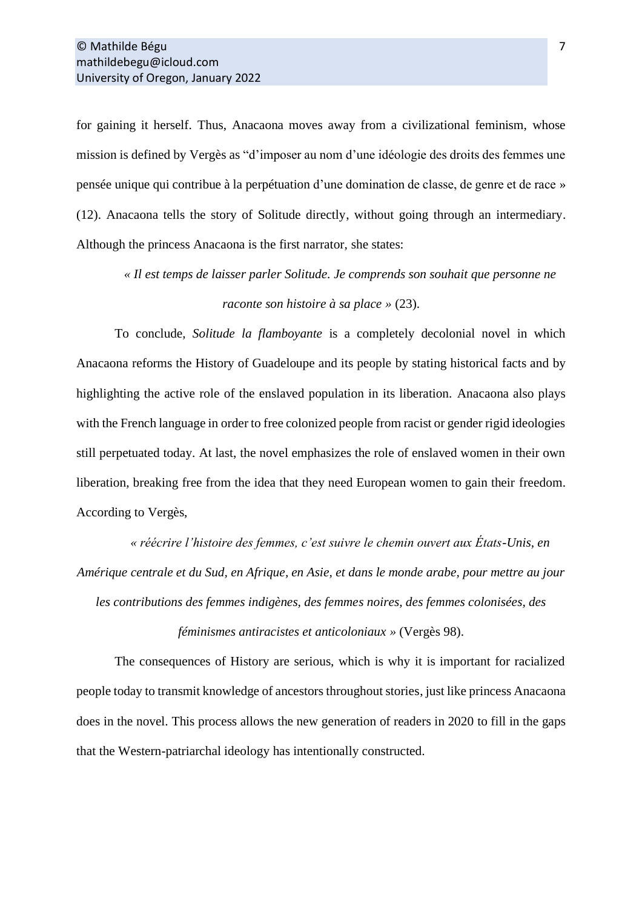for gaining it herself. Thus, Anacaona moves away from a civilizational feminism, whose mission is defined by Vergès as "d'imposer au nom d'une idéologie des droits des femmes une pensée unique qui contribue à la perpétuation d'une domination de classe, de genre et de race » (12). Anacaona tells the story of Solitude directly, without going through an intermediary. Although the princess Anacaona is the first narrator, she states:

> *« Il est temps de laisser parler Solitude. Je comprends son souhait que personne ne raconte son histoire à sa place »* (23).

To conclude, *Solitude la flamboyante* is a completely decolonial novel in which Anacaona reforms the History of Guadeloupe and its people by stating historical facts and by highlighting the active role of the enslaved population in its liberation. Anacaona also plays with the French language in order to free colonized people from racist or gender rigid ideologies still perpetuated today. At last, the novel emphasizes the role of enslaved women in their own liberation, breaking free from the idea that they need European women to gain their freedom. According to Vergès,

> *« réécrire l'histoire des femmes, c'est suivre le chemin ouvert aux États-Unis, en Amérique centrale et du Sud, en Afrique, en Asie, et dans le monde arabe, pour mettre au jour les contributions des femmes indigènes, des femmes noires, des femmes colonisées, des féminismes antiracistes et anticoloniaux »* (Vergès 98).

The consequences of History are serious, which is why it is important for racialized people today to transmit knowledge of ancestors throughout stories, just like princess Anacaona does in the novel. This process allows the new generation of readers in 2020 to fill in the gaps that the Western-patriarchal ideology has intentionally constructed.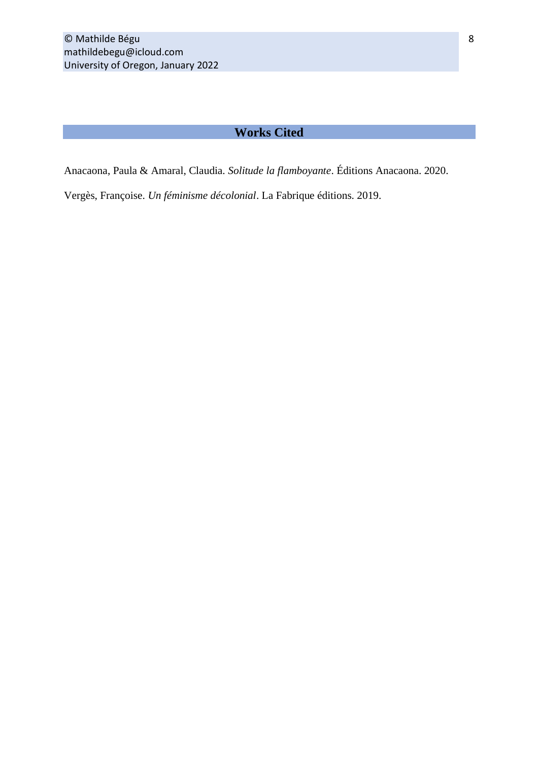## Works Cited

Anacaona, Paula & Amaral, Claudia. *Solitude la flamboyante*. Éditions Anacaona. 2020.

Vergès, Françoise. *Un féminisme décolonial*. La Fabrique éditions. 2019.